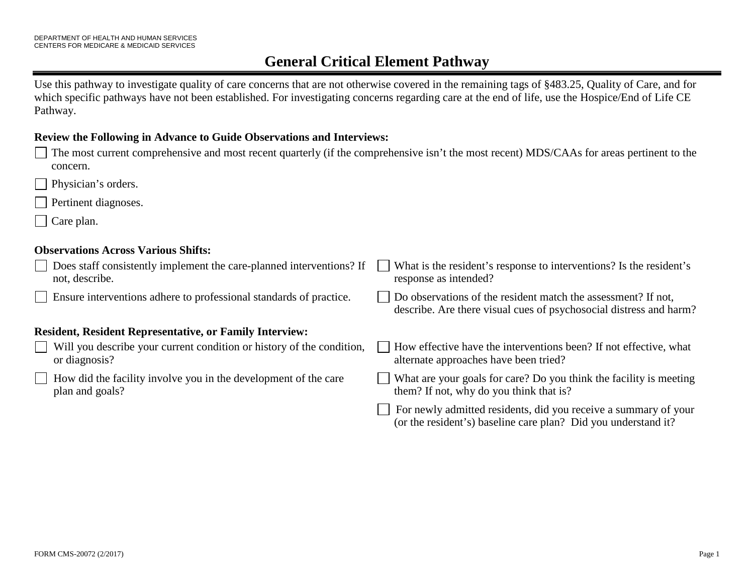DEPARTMENT OF HEALTH AND HUMAN SERVICES
CENTERS FOR MEDICARE & MEDICAID SERVICES

# General Critical Element Pathway

Use this pathway to investigate quality of care concerns that are not otherwise covered in the remaining tags of §483.25, Quality of Care, and for which specific pathways have not been established. For investigating concerns regarding care at the end of life, use the Hospice/End of Life CE Pathway.

**Review the Following in Advance to Guide Observations and Interviews:**

- ☐ The most current comprehensive and most recent quarterly (if the comprehensive isn't the most recent) MDS/CAAs for areas pertinent to the concern.
- ☐ Physician's orders.
- ☐ Pertinent diagnoses.
- ☐ Care plan.

**Observations Across Various Shifts:**

- ☐ Does staff consistently implement the care-planned interventions? If not, describe.
- ☐ Ensure interventions adhere to professional standards of practice.
- ☐ What is the resident's response to interventions? Is the resident's response as intended?
- ☐ Do observations of the resident match the assessment? If not, describe. Are there visual cues of psychosocial distress and harm?

**Resident, Resident Representative, or Family Interview:**

- ☐ Will you describe your current condition or history of the condition, or diagnosis?
- ☐ How did the facility involve you in the development of the care plan and goals?
- ☐ How effective have the interventions been? If not effective, what alternate approaches have been tried?
- ☐ What are your goals for care? Do you think the facility is meeting them? If not, why do you think that is?
- ☐ For newly admitted residents, did you receive a summary of your (or the resident's) baseline care plan? Did you understand it?

FORM CMS-20072 (2/2017)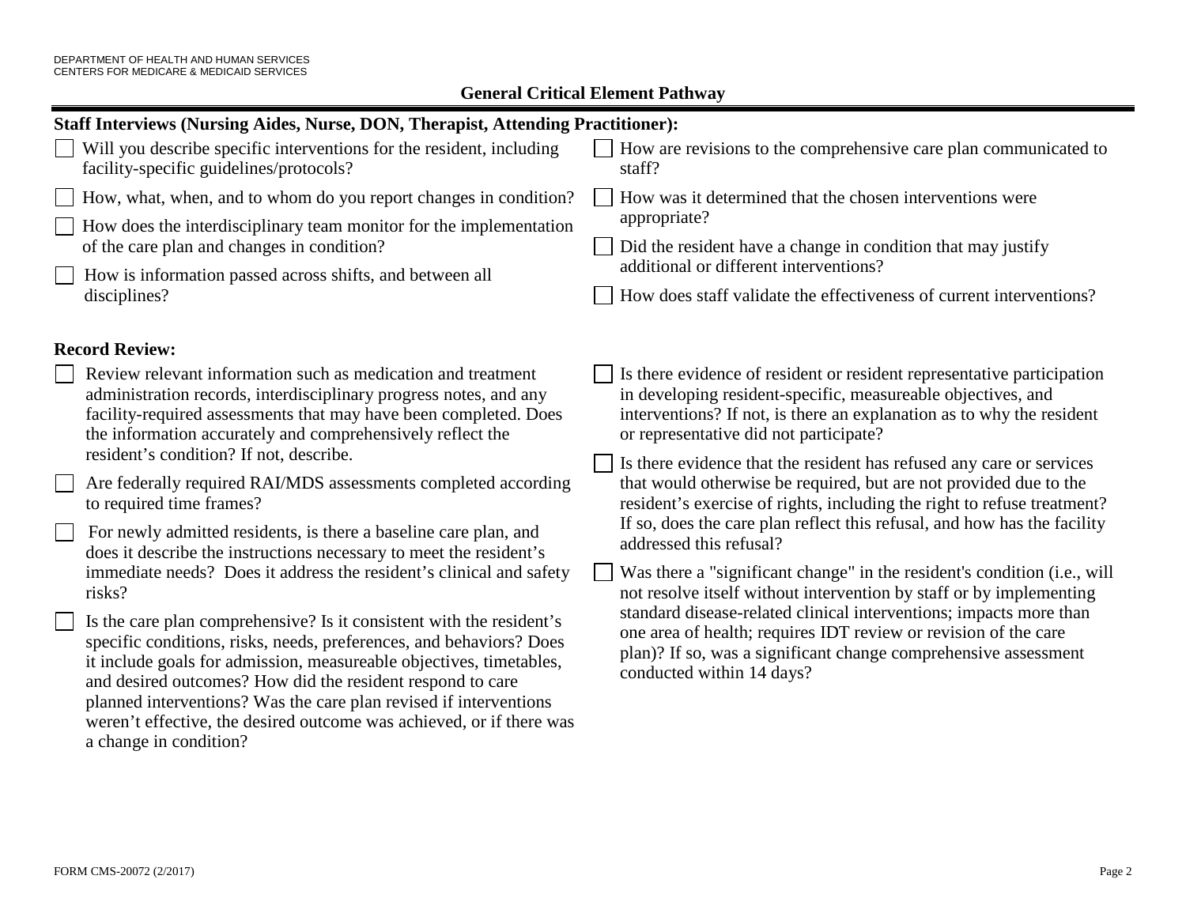## General Critical Element Pathway

**Staff Interviews (Nursing Aides, Nurse, DON, Therapist, Attending Practitioner):**

- [ ] Will you describe specific interventions for the resident, including facility-specific guidelines/protocols?
- [ ] How, what, when, and to whom do you report changes in condition?
- [ ] How does the interdisciplinary team monitor for the implementation of the care plan and changes in condition?
- [ ] How is information passed across shifts, and between all disciplines?
- [ ] How are revisions to the comprehensive care plan communicated to staff?
- [ ] How was it determined that the chosen interventions were appropriate?
- [ ] Did the resident have a change in condition that may justify additional or different interventions?
- [ ] How does staff validate the effectiveness of current interventions?

**Record Review:**

- [ ] Review relevant information such as medication and treatment administration records, interdisciplinary progress notes, and any facility-required assessments that may have been completed. Does the information accurately and comprehensively reflect the resident's condition? If not, describe.
- [ ] Are federally required RAI/MDS assessments completed according to required time frames?
- [ ] For newly admitted residents, is there a baseline care plan, and does it describe the instructions necessary to meet the resident's immediate needs? Does it address the resident's clinical and safety risks?
- [ ] Is the care plan comprehensive? Is it consistent with the resident's specific conditions, risks, needs, preferences, and behaviors? Does it include goals for admission, measureable objectives, timetables, and desired outcomes? How did the resident respond to care planned interventions? Was the care plan revised if interventions weren't effective, the desired outcome was achieved, or if there was a change in condition?
- [ ] Is there evidence of resident or resident representative participation in developing resident-specific, measureable objectives, and interventions? If not, is there an explanation as to why the resident or representative did not participate?
- [ ] Is there evidence that the resident has refused any care or services that would otherwise be required, but are not provided due to the resident's exercise of rights, including the right to refuse treatment? If so, does the care plan reflect this refusal, and how has the facility addressed this refusal?
- [ ] Was there a "significant change" in the resident's condition (i.e., will not resolve itself without intervention by staff or by implementing standard disease-related clinical interventions; impacts more than one area of health; requires IDT review or revision of the care plan)? If so, was a significant change comprehensive assessment conducted within 14 days?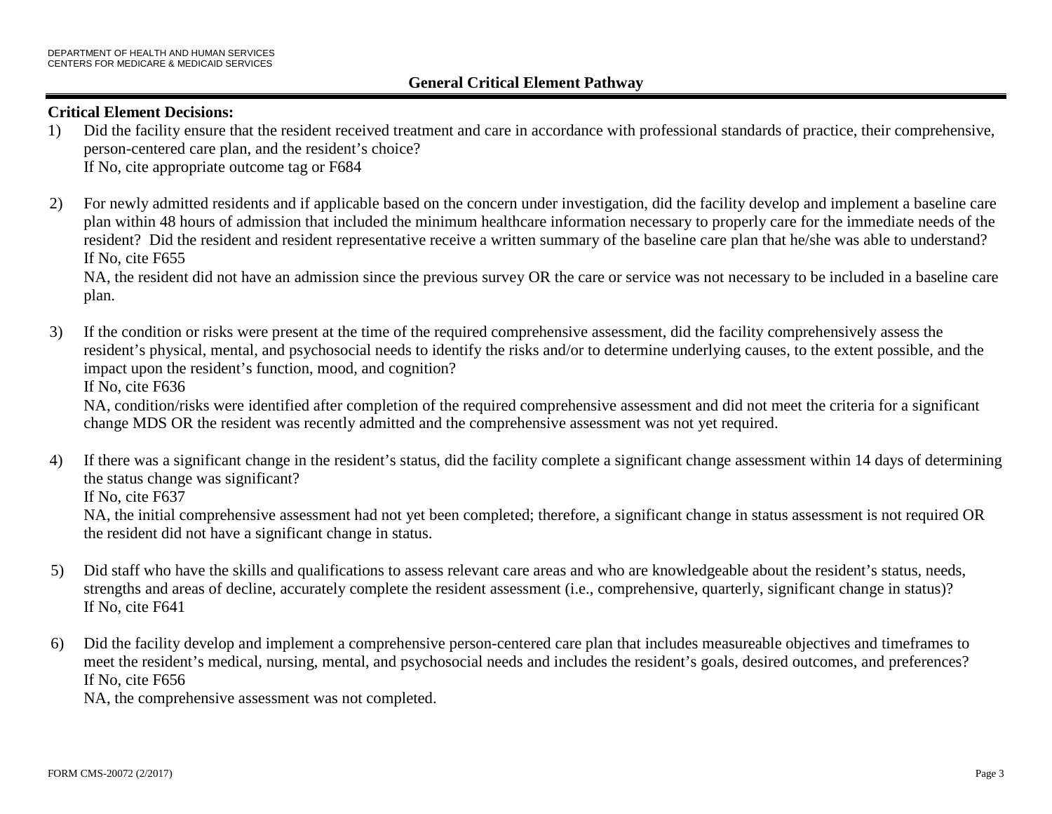## General Critical Element Pathway

**Critical Element Decisions:**

1) Did the facility ensure that the resident received treatment and care in accordance with professional standards of practice, their comprehensive, person-centered care plan, and the resident's choice?
   If No, cite appropriate outcome tag or F684

2) For newly admitted residents and if applicable based on the concern under investigation, did the facility develop and implement a baseline care plan within 48 hours of admission that included the minimum healthcare information necessary to properly care for the immediate needs of the resident? Did the resident and resident representative receive a written summary of the baseline care plan that he/she was able to understand?
   If No, cite F655
   NA, the resident did not have an admission since the previous survey OR the care or service was not necessary to be included in a baseline care plan.

3) If the condition or risks were present at the time of the required comprehensive assessment, did the facility comprehensively assess the resident's physical, mental, and psychosocial needs to identify the risks and/or to determine underlying causes, to the extent possible, and the impact upon the resident's function, mood, and cognition?
   If No, cite F636
   NA, condition/risks were identified after completion of the required comprehensive assessment and did not meet the criteria for a significant change MDS OR the resident was recently admitted and the comprehensive assessment was not yet required.

4) If there was a significant change in the resident's status, did the facility complete a significant change assessment within 14 days of determining the status change was significant?
   If No, cite F637
   NA, the initial comprehensive assessment had not yet been completed; therefore, a significant change in status assessment is not required OR the resident did not have a significant change in status.

5) Did staff who have the skills and qualifications to assess relevant care areas and who are knowledgeable about the resident's status, needs, strengths and areas of decline, accurately complete the resident assessment (i.e., comprehensive, quarterly, significant change in status)?
   If No, cite F641

6) Did the facility develop and implement a comprehensive person-centered care plan that includes measureable objectives and timeframes to meet the resident's medical, nursing, mental, and psychosocial needs and includes the resident's goals, desired outcomes, and preferences?
   If No, cite F656
   NA, the comprehensive assessment was not completed.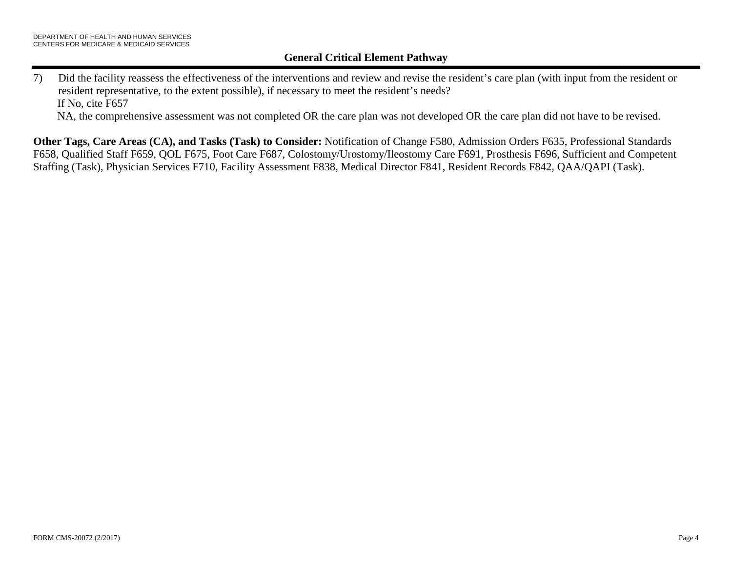7) Did the facility reassess the effectiveness of the interventions and review and revise the resident's care plan (with input from the resident or resident representative, to the extent possible), if necessary to meet the resident's needs?
   If No, cite F657
   NA, the comprehensive assessment was not completed OR the care plan was not developed OR the care plan did not have to be revised.

**Other Tags, Care Areas (CA), and Tasks (Task) to Consider:** Notification of Change F580, Admission Orders F635, Professional Standards F658, Qualified Staff F659, QOL F675, Foot Care F687, Colostomy/Urostomy/Ileostomy Care F691, Prosthesis F696, Sufficient and Competent Staffing (Task), Physician Services F710, Facility Assessment F838, Medical Director F841, Resident Records F842, QAA/QAPI (Task).